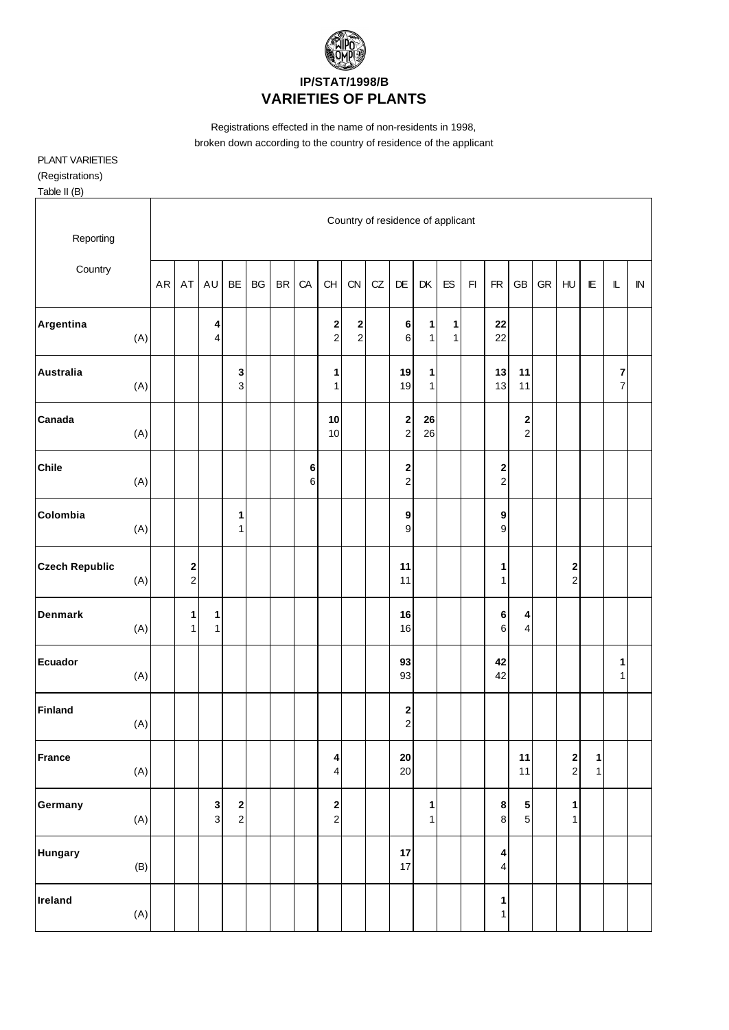# IP/STAT/1998/B

## VARIETIES OF PLANTS

Registrations effected in the name of non-residents in 1998, broken down according to the country of residence of the applicant

PLANT VARIETIES

(Registrations)

Table II (B)

| Reporting Country | | Country of residence of applicant | | | | | | | | | | | | | | | | | | | | |
|---|---|---|---|---|---|---|---|---|---|---|---|---|---|---|---|---|---|---|---|---|---|---|
| | | AR | AT | AU | BE | BG | BR | CA | CH | CN | CZ | DE | DK | ES | FI | FR | GB | GR | HU | IE | IL | IN |
| **Argentina** | | | | **4** | | | | | **2** | **2** | | **6** | **1** | **1** | | **22** | | | | | | |
| | (A) | | | 4 | | | | | 2 | 2 | | 6 | 1 | 1 | | 22 | | | | | | |
| **Australia** | | | | | **3** | | | | **1** | | | **19** | **1** | | | **13** | **11** | | | | **7** | |
| | (A) | | | | 3 | | | | 1 | | | 19 | 1 | | | 13 | 11 | | | | 7 | |
| **Canada** | | | | | | | | | **10** | | | **2** | **26** | | | | **2** | | | | | |
| | (A) | | | | | | | | 10 | | | 2 | 26 | | | | 2 | | | | | |
| **Chile** | | | | | | | | **6** | | | | **2** | | | | **2** | | | | | | |
| | (A) | | | | | | | 6 | | | | 2 | | | | 2 | | | | | | |
| **Colombia** | | | | | **1** | | | | | | | **9** | | | | **9** | | | | | | |
| | (A) | | | | 1 | | | | | | | 9 | | | | 9 | | | | | | |
| **Czech Republic** | | | **2** | | | | | | | | | **11** | | | | **1** | | | **2** | | | |
| | (A) | | 2 | | | | | | | | | 11 | | | | 1 | | | 2 | | | |
| **Denmark** | | | **1** | **1** | | | | | | | | **16** | | | | **6** | **4** | | | | | |
| | (A) | | 1 | 1 | | | | | | | | 16 | | | | 6 | 4 | | | | | |
| **Ecuador** | | | | | | | | | | | | **93** | | | | **42** | | | | | **1** | |
| | (A) | | | | | | | | | | | 93 | | | | 42 | | | | | 1 | |
| **Finland** | | | | | | | | | | | | **2** | | | | | | | | | | |
| | (A) | | | | | | | | | | | 2 | | | | | | | | | | |
| **France** | | | | | | | | | **4** | | | **20** | | | | | **11** | | **2** | **1** | | |
| | (A) | | | | | | | | 4 | | | 20 | | | | | 11 | | 2 | 1 | | |
| **Germany** | | | | **3** | **2** | | | | **2** | | | | **1** | | | **8** | **5** | | **1** | | | |
| | (A) | | | 3 | 2 | | | | 2 | | | | 1 | | | 8 | 5 | | 1 | | | |
| **Hungary** | | | | | | | | | | | | **17** | | | | **4** | | | | | | |
| | (B) | | | | | | | | | | | 17 | | | | 4 | | | | | | |
| **Ireland** | | | | | | | | | | | | | | | | **1** | | | | | | |
| | (A) | | | | | | | | | | | | | | | 1 | | | | | | |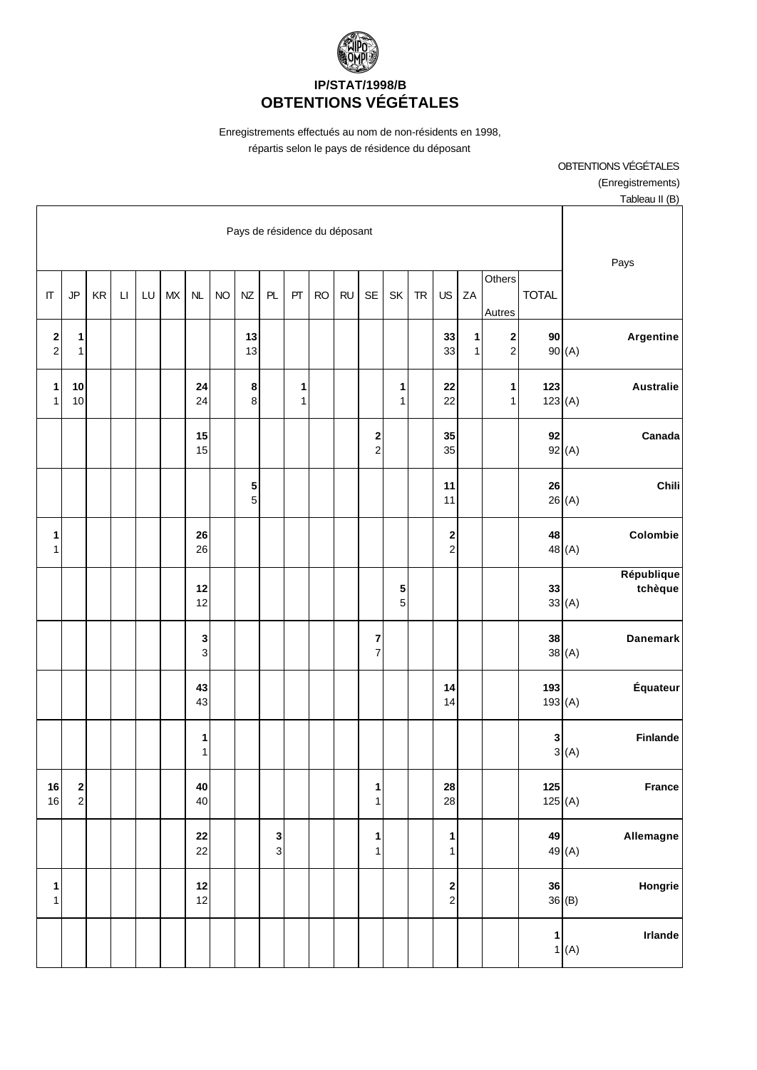# IP/STAT/1998/B
# OBTENTIONS VÉGÉTALES

Enregistrements effectués au nom de non-résidents en 1998, répartis selon le pays de résidence du déposant

OBTENTIONS VÉGÉTALES

(Enregistrements)

Tableau II (B)

| Pays de résidence du déposant | | | | | | | | | | | | | | | | | | | | Pays |
|---|---|---|---|---|---|---|---|---|---|---|---|---|---|---|---|---|---|---|---|---|
| IT | JP | KR | LI | LU | MX | NL | NO | NZ | PL | PT | RO | RU | SE | SK | TR | US | ZA | Others Autres | TOTAL | |
| **2** 2 | **1** 1 | | | | | | | **13** 13 | | | | | | | | **33** 33 | **1** 1 | **2** 2 | **90** 90 (A) | **Argentine** |
| **1** 1 | **10** 10 | | | | | **24** 24 | | **8** 8 | | **1** 1 | | | | **1** 1 | | **22** 22 | | **1** 1 | **123** 123 (A) | **Australie** |
| | | | | | | **15** 15 | | | | | | | **2** 2 | | | **35** 35 | | | **92** 92 (A) | **Canada** |
| | | | | | | | | **5** 5 | | | | | | | | **11** 11 | | | **26** 26 (A) | **Chili** |
| **1** 1 | | | | | | **26** 26 | | | | | | | | | | **2** 2 | | | **48** 48 (A) | **Colombie** |
| | | | | | | **12** 12 | | | | | | | | **5** 5 | | | | | **33** 33 (A) | **République tchèque** |
| | | | | | | **3** 3 | | | | | | | **7** 7 | | | | | | **38** 38 (A) | **Danemark** |
| | | | | | | **43** 43 | | | | | | | | | | **14** 14 | | | **193** 193 (A) | **Équateur** |
| | | | | | | **1** 1 | | | | | | | | | | | | | **3** 3 (A) | **Finlande** |
| **16** 16 | **2** 2 | | | | | **40** 40 | | | | | | | **1** 1 | | | **28** 28 | | | **125** 125 (A) | **France** |
| | | | | | | **22** 22 | | | **3** 3 | | | | **1** 1 | | | **1** 1 | | | **49** 49 (A) | **Allemagne** |
| **1** 1 | | | | | | **12** 12 | | | | | | | | | | **2** 2 | | | **36** 36 (B) | **Hongrie** |
| | | | | | | | | | | | | | | | | | | | **1** 1 (A) | **Irlande** |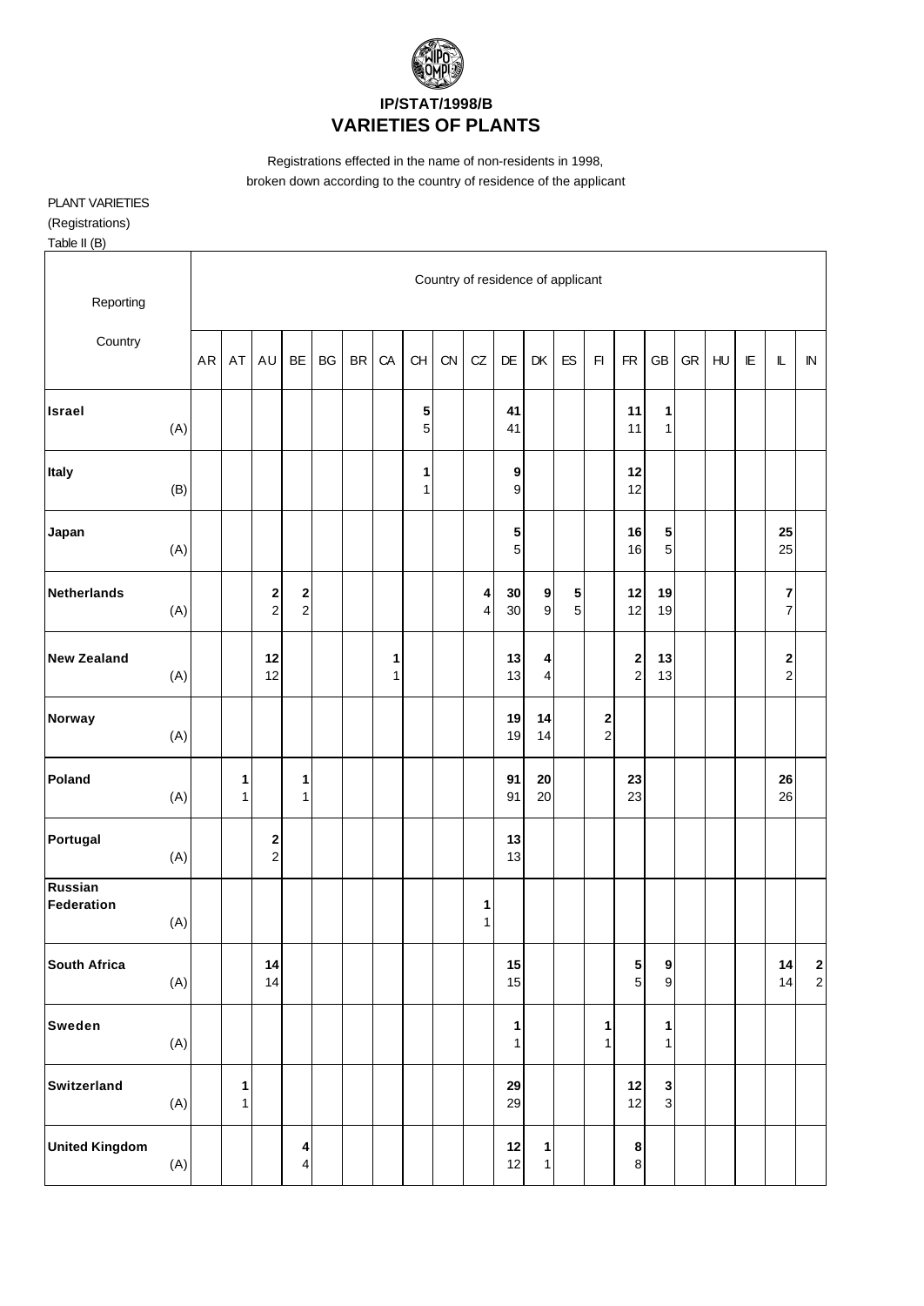# IP/STAT/1998/B
## VARIETIES OF PLANTS

Registrations effected in the name of non-residents in 1998,
broken down according to the country of residence of the applicant

PLANT VARIETIES
(Registrations)
Table II (B)

| Reporting Country | | Country of residence of applicant | | | | | | | | | | | | | | | | | | | | |
|---|---|---|---|---|---|---|---|---|---|---|---|---|---|---|---|---|---|---|---|---|---|---|
| | | AR | AT | AU | BE | BG | BR | CA | CH | CN | CZ | DE | DK | ES | FI | FR | GB | GR | HU | IE | IL | IN |
| **Israel** | | | | | | | | | **5** | | | **41** | | | | **11** | **1** | | | | | |
| | (A) | | | | | | | | 5 | | | 41 | | | | 11 | 1 | | | | | |
| **Italy** | | | | | | | | | **1** | | | **9** | | | | **12** | | | | | | |
| | (B) | | | | | | | | 1 | | | 9 | | | | 12 | | | | | | |
| **Japan** | | | | | | | | | | | | **5** | | | | **16** | **5** | | | | **25** | |
| | (A) | | | | | | | | | | | 5 | | | | 16 | 5 | | | | 25 | |
| **Netherlands** | | | | **2** | **2** | | | | | | **4** | **30** | **9** | **5** | | **12** | **19** | | | | **7** | |
| | (A) | | | 2 | 2 | | | | | | 4 | 30 | 9 | 5 | | 12 | 19 | | | | 7 | |
| **New Zealand** | | | | **12** | | | | **1** | | | | **13** | **4** | | | **2** | **13** | | | | **2** | |
| | (A) | | | 12 | | | | 1 | | | | 13 | 4 | | | 2 | 13 | | | | 2 | |
| **Norway** | | | | | | | | | | | | **19** | **14** | | **2** | | | | | | | |
| | (A) | | | | | | | | | | | 19 | 14 | | 2 | | | | | | | |
| **Poland** | | | **1** | | **1** | | | | | | | **91** | **20** | | | **23** | | | | | **26** | |
| | (A) | | 1 | | 1 | | | | | | | 91 | 20 | | | 23 | | | | | 26 | |
| **Portugal** | | | | **2** | | | | | | | | **13** | | | | | | | | | | |
| | (A) | | | 2 | | | | | | | | 13 | | | | | | | | | | |
| **Russian Federation** | | | | | | | | | | | **1** | | | | | | | | | | | |
| | (A) | | | | | | | | | | 1 | | | | | | | | | | | |
| **South Africa** | | | | **14** | | | | | | | | **15** | | | | **5** | **9** | | | | **14** | **2** |
| | (A) | | | 14 | | | | | | | | 15 | | | | 5 | 9 | | | | 14 | 2 |
| **Sweden** | | | | | | | | | | | | **1** | | | **1** | | **1** | | | | | |
| | (A) | | | | | | | | | | | 1 | | | 1 | | 1 | | | | | |
| **Switzerland** | | | **1** | | | | | | | | | **29** | | | | **12** | **3** | | | | | |
| | (A) | | 1 | | | | | | | | | 29 | | | | 12 | 3 | | | | | |
| **United Kingdom** | | | | | **4** | | | | | | | **12** | **1** | | | **8** | | | | | | |
| | (A) | | | | 4 | | | | | | | 12 | 1 | | | 8 | | | | | | |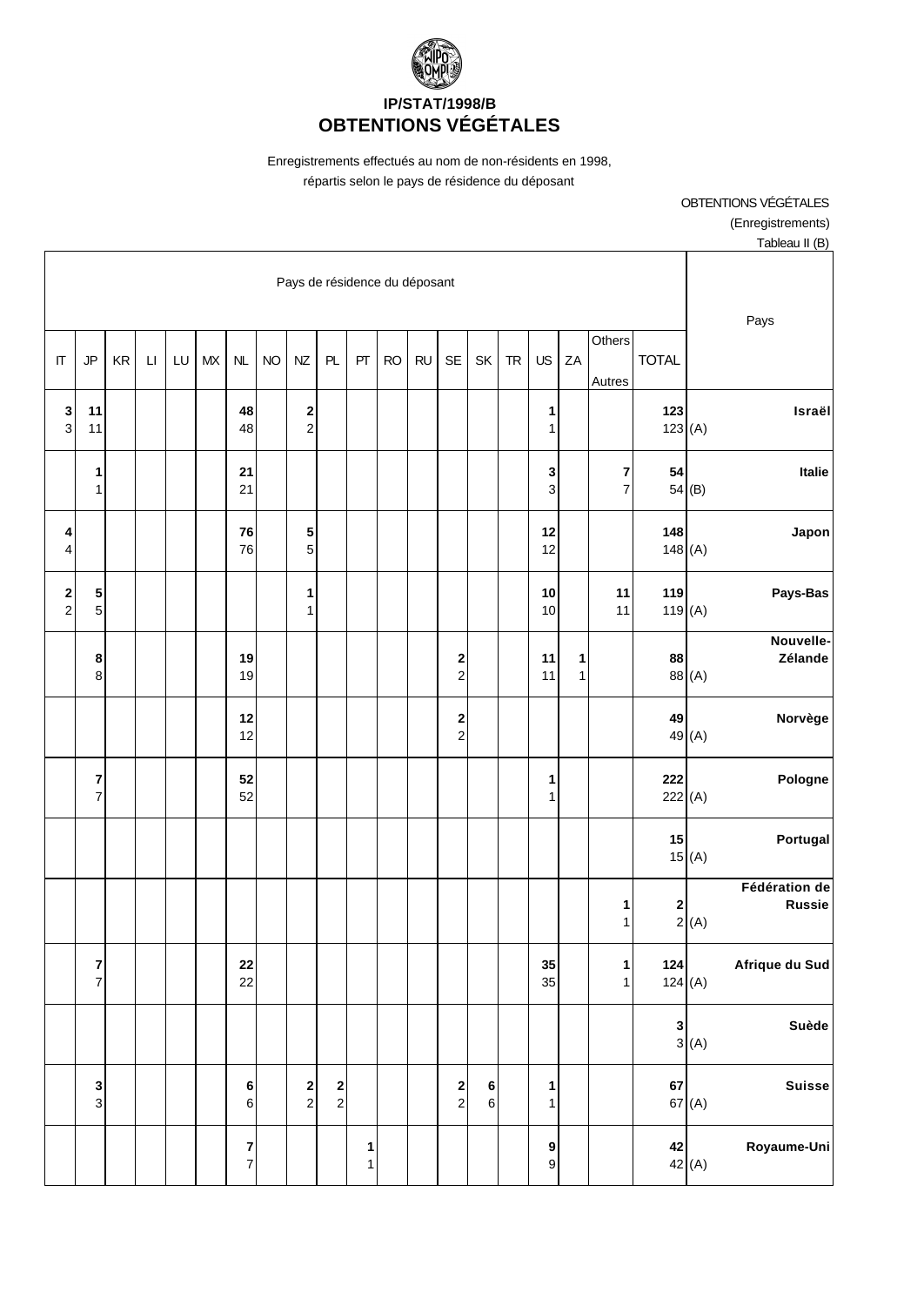# IP/STAT/1998/B
# OBTENTIONS VÉGÉTALES

Enregistrements effectués au nom de non-résidents en 1998,
répartis selon le pays de résidence du déposant

OBTENTIONS VÉGÉTALES
(Enregistrements)
Tableau II (B)

| Pays de résidence du déposant | | | | | | | | | | | | | | | | | | | | | Pays |
|---|---|---|---|---|---|---|---|---|---|---|---|---|---|---|---|---|---|---|---|---|---|
| IT | JP | KR | LI | LU | MX | NL | NO | NZ | PL | PT | RO | RU | SE | SK | TR | US | ZA | Others Autres | TOTAL | | |
| **3** | **11** | | | | | **48** | | **2** | | | | | | | | **1** | | | **123** | | **Israël** |
| 3 | 11 | | | | | 48 | | 2 | | | | | | | | 1 | | | 123 | (A) | |
| | **1** | | | | | **21** | | | | | | | | | | **3** | | **7** | **54** | | **Italie** |
| | 1 | | | | | 21 | | | | | | | | | | 3 | | 7 | 54 | (B) | |
| **4** | | | | | | **76** | | **5** | | | | | | | | **12** | | | **148** | | **Japon** |
| 4 | | | | | | 76 | | 5 | | | | | | | | 12 | | | 148 | (A) | |
| **2** | **5** | | | | | | | **1** | | | | | | | | **10** | | **11** | **119** | | **Pays-Bas** |
| 2 | 5 | | | | | | | 1 | | | | | | | | 10 | | 11 | 119 | (A) | |
| | **8** | | | | | **19** | | | | | | | **2** | | | **11** | **1** | | **88** | | **Nouvelle-Zélande** |
| | 8 | | | | | 19 | | | | | | | 2 | | | 11 | 1 | | 88 | (A) | |
| | | | | | | **12** | | | | | | | **2** | | | | | | **49** | | **Norvège** |
| | | | | | | 12 | | | | | | | 2 | | | | | | 49 | (A) | |
| | **7** | | | | | **52** | | | | | | | | | | **1** | | | **222** | | **Pologne** |
| | 7 | | | | | 52 | | | | | | | | | | 1 | | | 222 | (A) | |
| | | | | | | | | | | | | | | | | | | | **15** | | **Portugal** |
| | | | | | | | | | | | | | | | | | | | 15 | (A) | |
| | | | | | | | | | | | | | | | | | | **1** | **2** | | **Fédération de Russie** |
| | | | | | | | | | | | | | | | | | | 1 | 2 | (A) | |
| | **7** | | | | | **22** | | | | | | | | | | **35** | | **1** | **124** | | **Afrique du Sud** |
| | 7 | | | | | 22 | | | | | | | | | | 35 | | 1 | 124 | (A) | |
| | | | | | | | | | | | | | | | | | | | **3** | | **Suède** |
| | | | | | | | | | | | | | | | | | | | 3 | (A) | |
| | **3** | | | | | **6** | | **2** | **2** | | | | **2** | **6** | | **1** | | | **67** | | **Suisse** |
| | 3 | | | | | 6 | | 2 | 2 | | | | 2 | 6 | | 1 | | | 67 | (A) | |
| | | | | | | **7** | | | | **1** | | | | | | **9** | | | **42** | | **Royaume-Uni** |
| | | | | | | 7 | | | | 1 | | | | | | 9 | | | 42 | (A) | |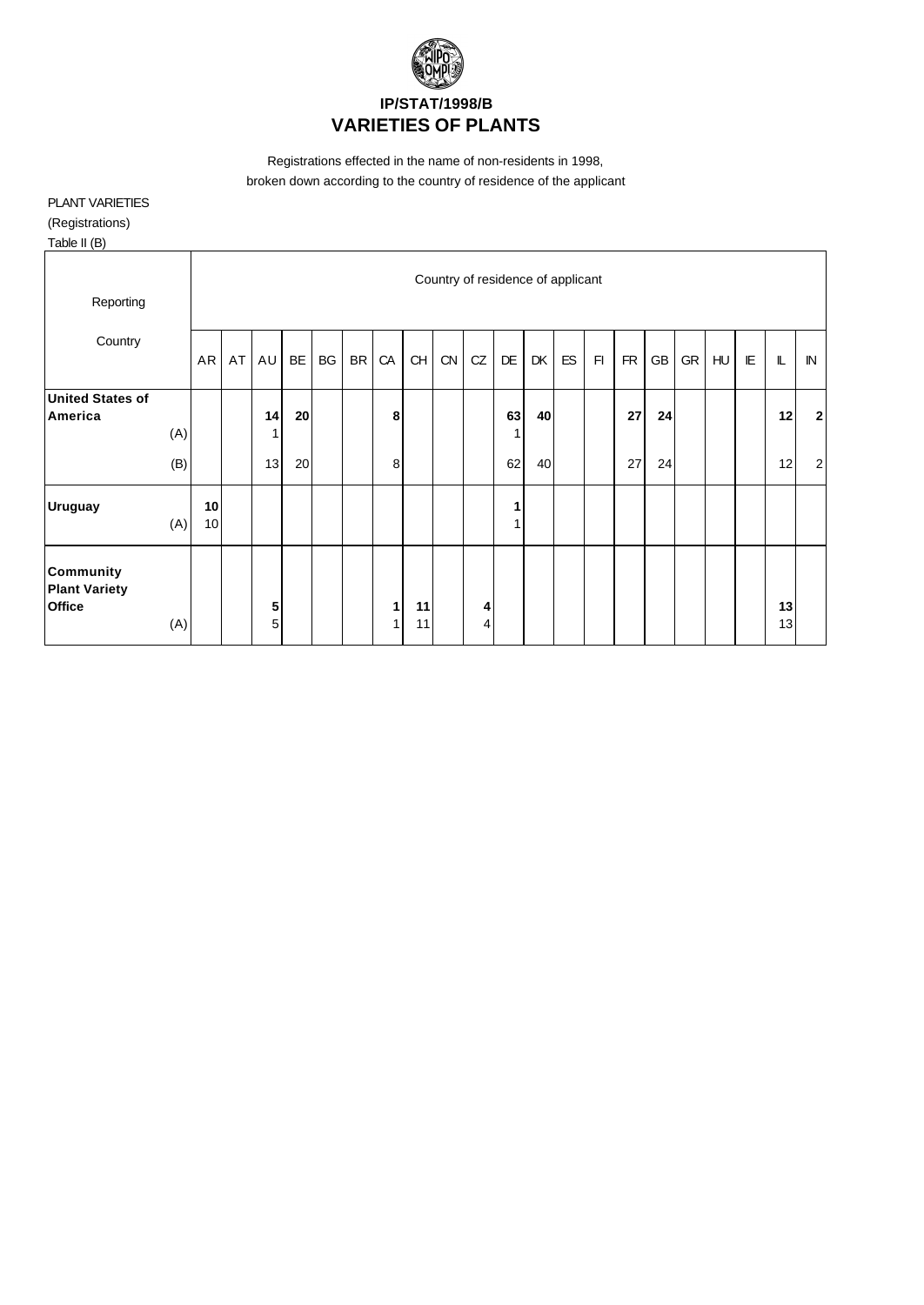## IP/STAT/1998/B
# VARIETIES OF PLANTS

Registrations effected in the name of non-residents in 1998, broken down according to the country of residence of the applicant

PLANT VARIETIES
(Registrations)
Table II (B)

| Reporting Country | | Country of residence of applicant | | | | | | | | | | | | | | | | | | | | |
|---|---|---|---|---|---|---|---|---|---|---|---|---|---|---|---|---|---|---|---|---|---|---|
| | | AR | AT | AU | BE | BG | BR | CA | CH | CN | CZ | DE | DK | ES | FI | FR | GB | GR | HU | IE | IL | IN |
| **United States of America** | | | | **14** | **20** | | | **8** | | | | **63** | **40** | | | **27** | **24** | | | | **12** | **2** |
| | (A) | | | 1 | | | | | | | | 1 | | | | | | | | | | |
| | (B) | | | 13 | 20 | | | 8 | | | | 62 | 40 | | | 27 | 24 | | | | 12 | 2 |
| **Uruguay** | | **10** | | | | | | | | | | **1** | | | | | | | | | | |
| | (A) | 10 | | | | | | | | | | 1 | | | | | | | | | | |
| **Community Plant Variety Office** | | | | **5** | | | | **1** | **11** | | **4** | | | | | | | | | | **13** | |
| | (A) | | | 5 | | | | 1 | 11 | | 4 | | | | | | | | | | 13 | |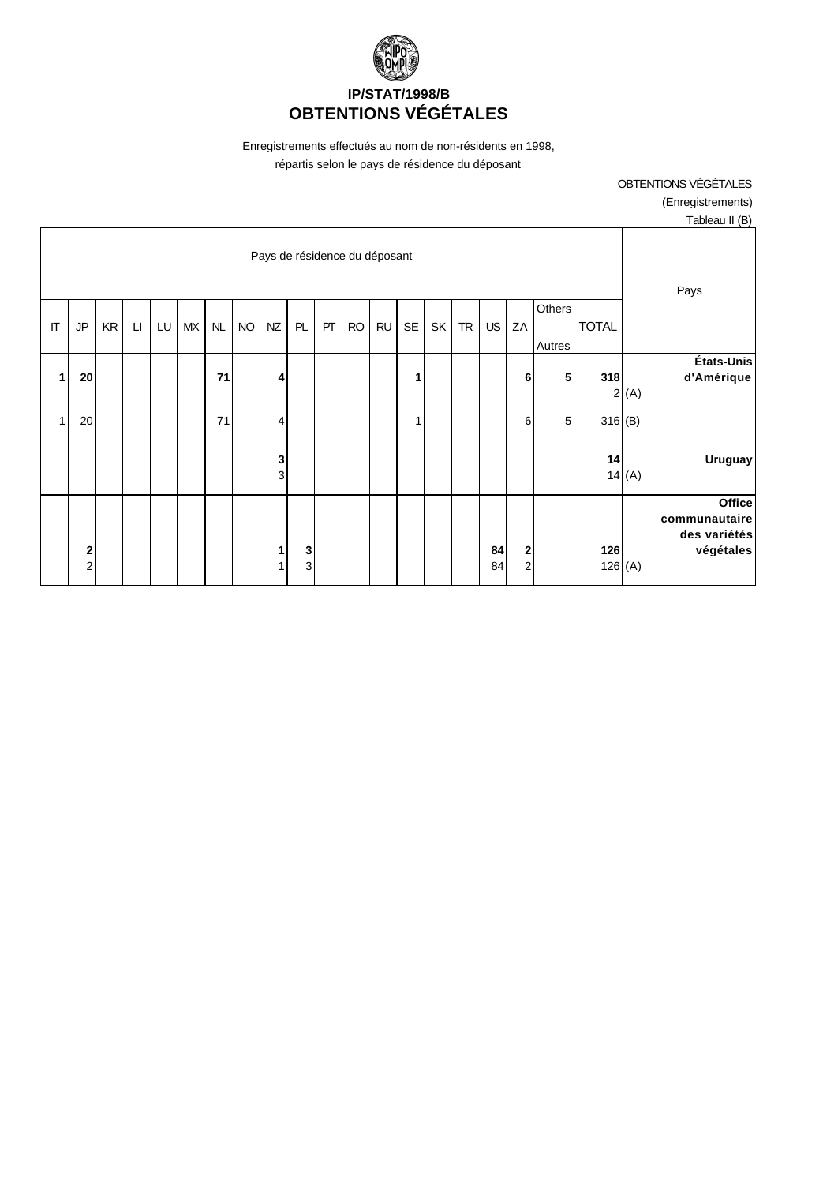**IP/STAT/1998/B**

# OBTENTIONS VÉGÉTALES

Enregistrements effectués au nom de non-résidents en 1998, répartis selon le pays de résidence du déposant

OBTENTIONS VÉGÉTALES

(Enregistrements)

Tableau II (B)

| Pays de résidence du déposant | | | | | | | | | | | | | | | | | | | | | Pays |
|---|---|---|---|---|---|---|---|---|---|---|---|---|---|---|---|---|---|---|---|---|---|
| IT | JP | KR | LI | LU | MX | NL | NO | NZ | PL | PT | RO | RU | SE | SK | TR | US | ZA | Others Autres | TOTAL | | |
| **1** | **20** | | | | | **71** | | **4** | | | | | **1** | | | | **6** | **5** | **318** | | **États-Unis d'Amérique** |
| | | | | | | | | | | | | | | | | | | | 2 | (A) | |
| 1 | 20 | | | | | 71 | | 4 | | | | | 1 | | | | 6 | 5 | 316 | (B) | |
| | | | | | | | | **3** | | | | | | | | | | | **14** | | **Uruguay** |
| | | | | | | | | 3 | | | | | | | | | | | 14 | (A) | |
| | **2** | | | | | | | **1** | **3** | | | | | | | **84** | **2** | | **126** | | **Office communautaire des variétés végétales** |
| | 2 | | | | | | | 1 | 3 | | | | | | | 84 | 2 | | 126 | (A) | |